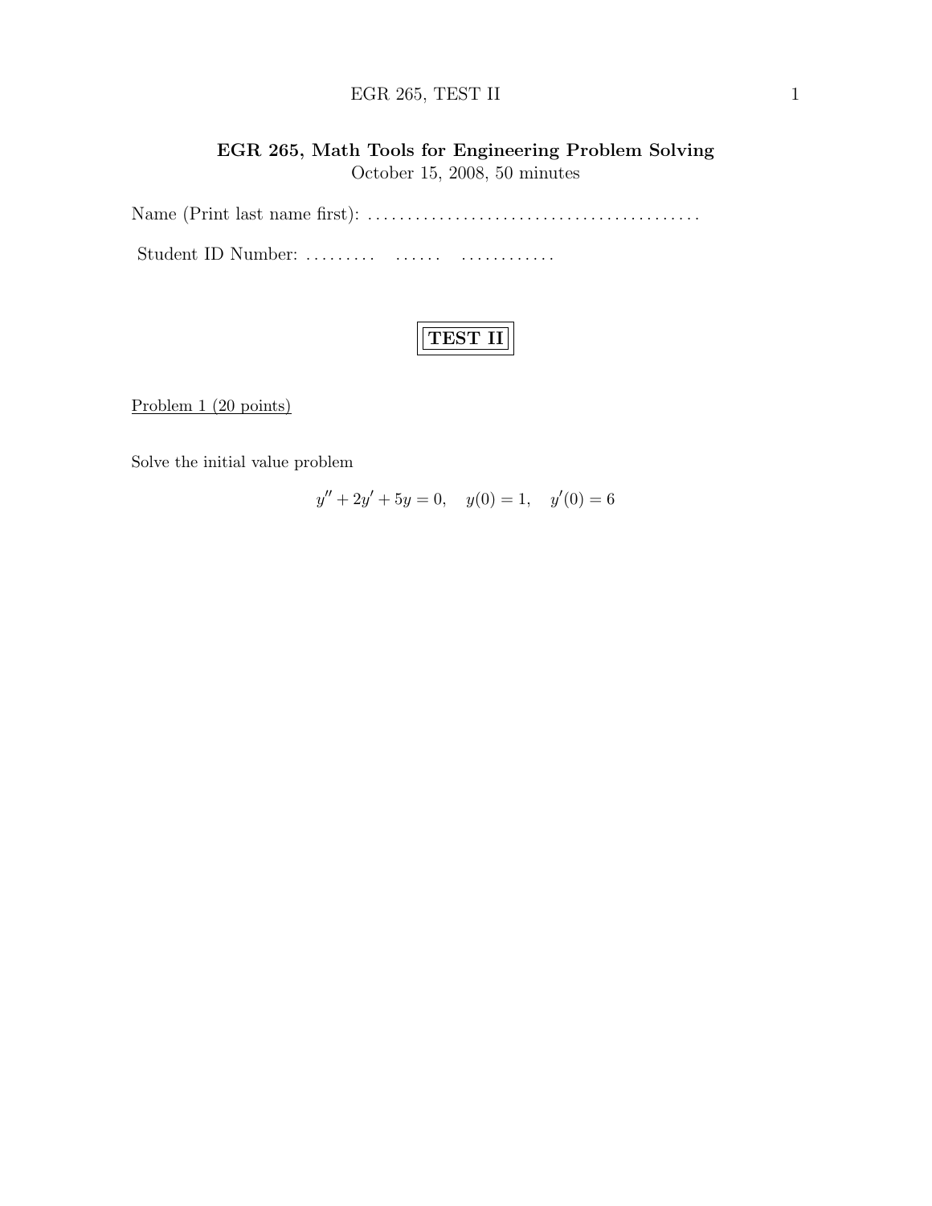# EGR 265, Math Tools for Engineering Problem Solving

October 15, 2008, 50 minutes

Name (Print last name first): . . . . . . . . . . . . . . . . . . . . . . . . . . . . . . . . . . . . . . . . .

Student ID Number: . . . . . . . . .   . . . . . .   . . . . . . . . . . . .

## TEST II

Problem 1 (20 points)

Solve the initial value problem

$$y'' + 2y' + 5y = 0, \quad y(0) = 1, \quad y'(0) = 6$$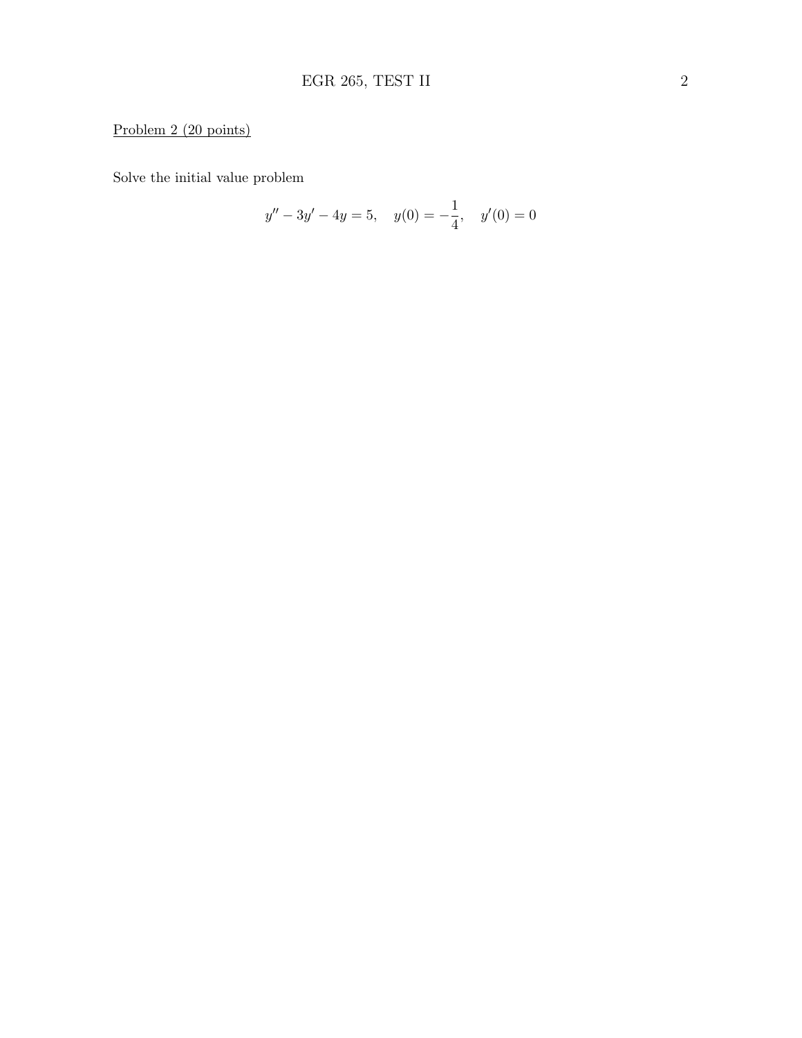Problem 2 (20 points)

Solve the initial value problem

$$y'' - 3y' - 4y = 5, \quad y(0) = -\frac{1}{4}, \quad y'(0) = 0$$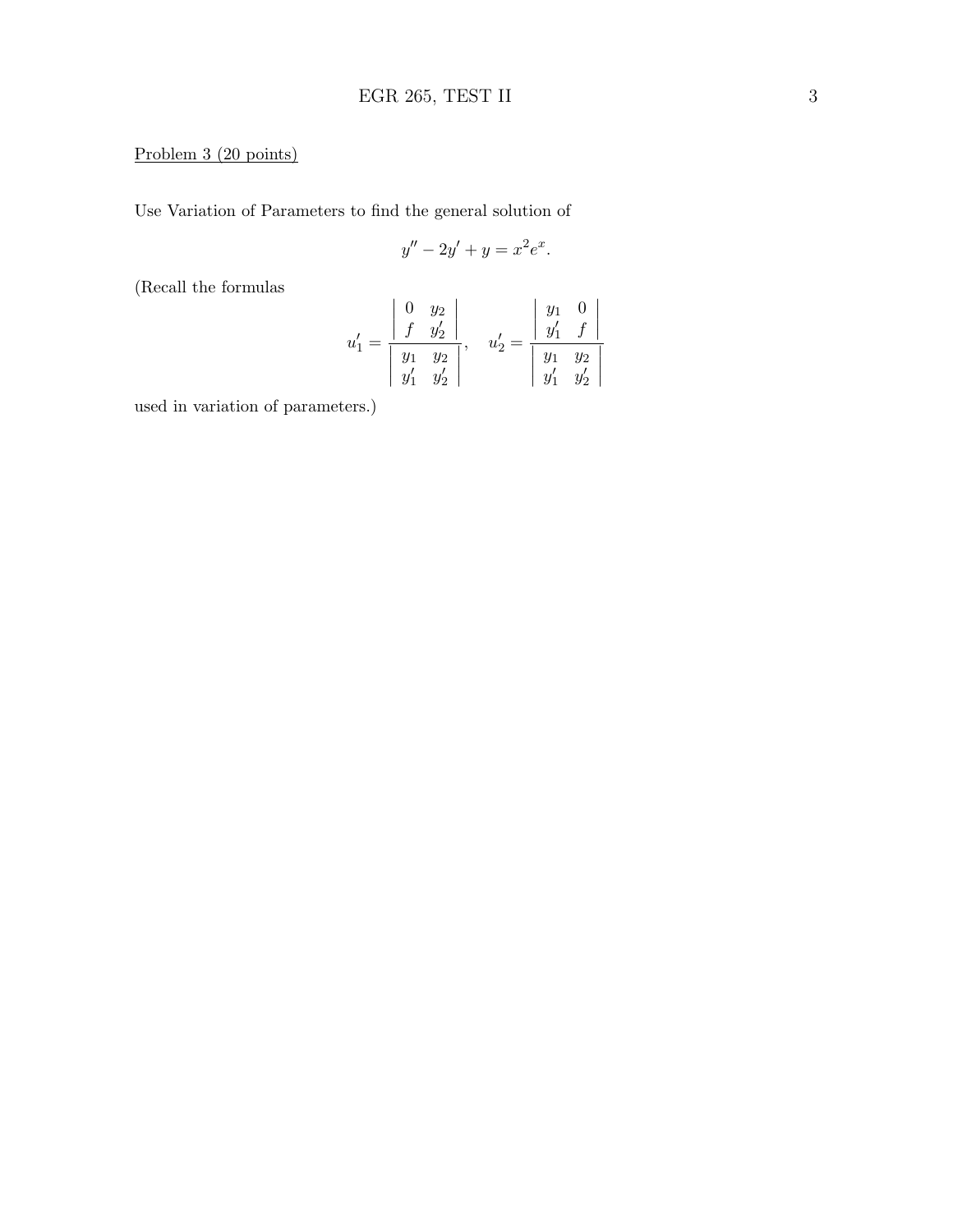Problem 3 (20 points)

Use Variation of Parameters to find the general solution of

$$y'' - 2y' + y = x^2 e^x.$$

(Recall the formulas

$$u_1' = \frac{\begin{vmatrix} 0 & y_2 \\ f & y_2' \end{vmatrix}}{\begin{vmatrix} y_1 & y_2 \\ y_1' & y_2' \end{vmatrix}}, \quad u_2' = \frac{\begin{vmatrix} y_1 & 0 \\ y_1' & f \end{vmatrix}}{\begin{vmatrix} y_1 & y_2 \\ y_1' & y_2' \end{vmatrix}}$$

used in variation of parameters.)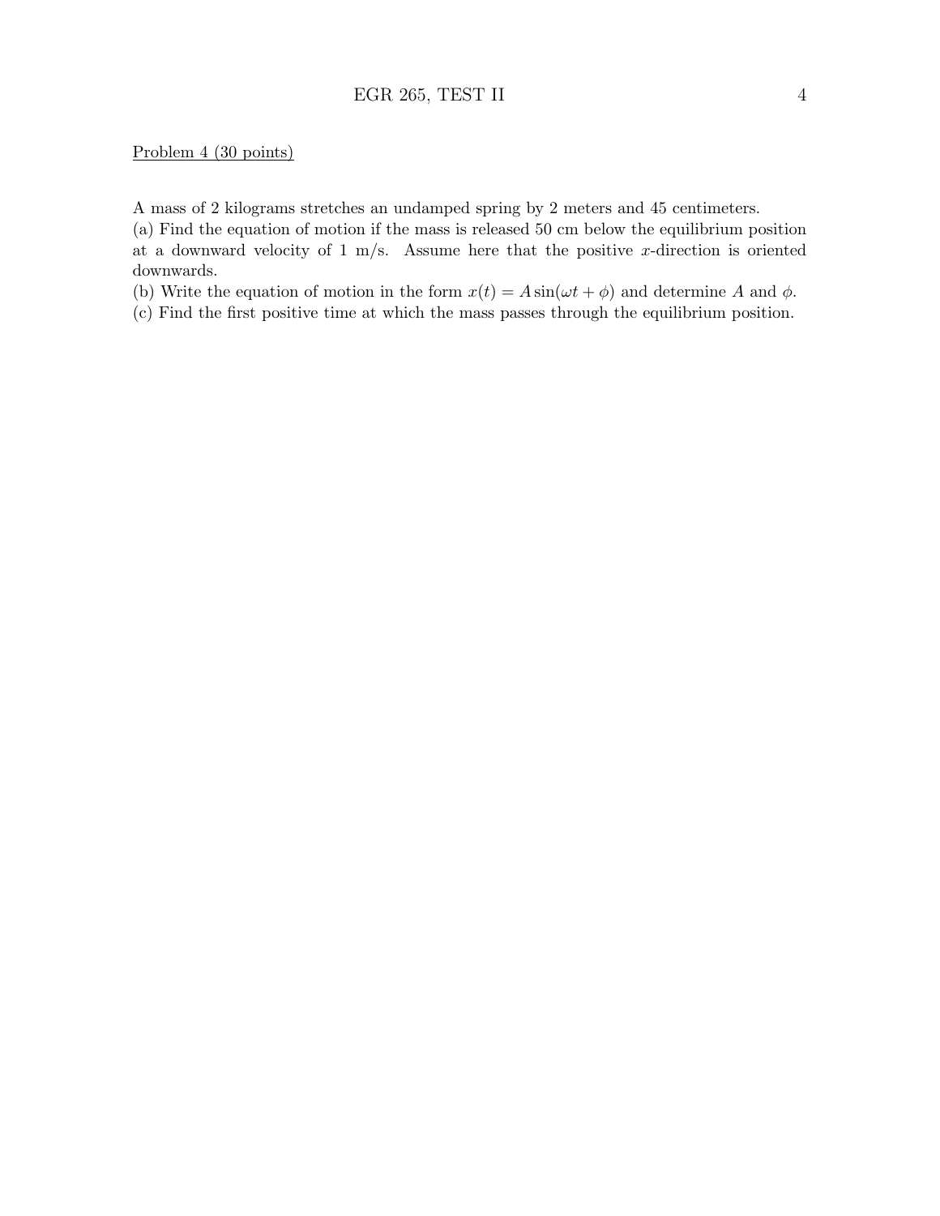Problem 4 (30 points)

A mass of 2 kilograms stretches an undamped spring by 2 meters and 45 centimeters.
(a) Find the equation of motion if the mass is released 50 cm below the equilibrium position at a downward velocity of 1 m/s. Assume here that the positive $x$-direction is oriented downwards.
(b) Write the equation of motion in the form $x(t) = A \sin(\omega t + \phi)$ and determine $A$ and $\phi$.
(c) Find the first positive time at which the mass passes through the equilibrium position.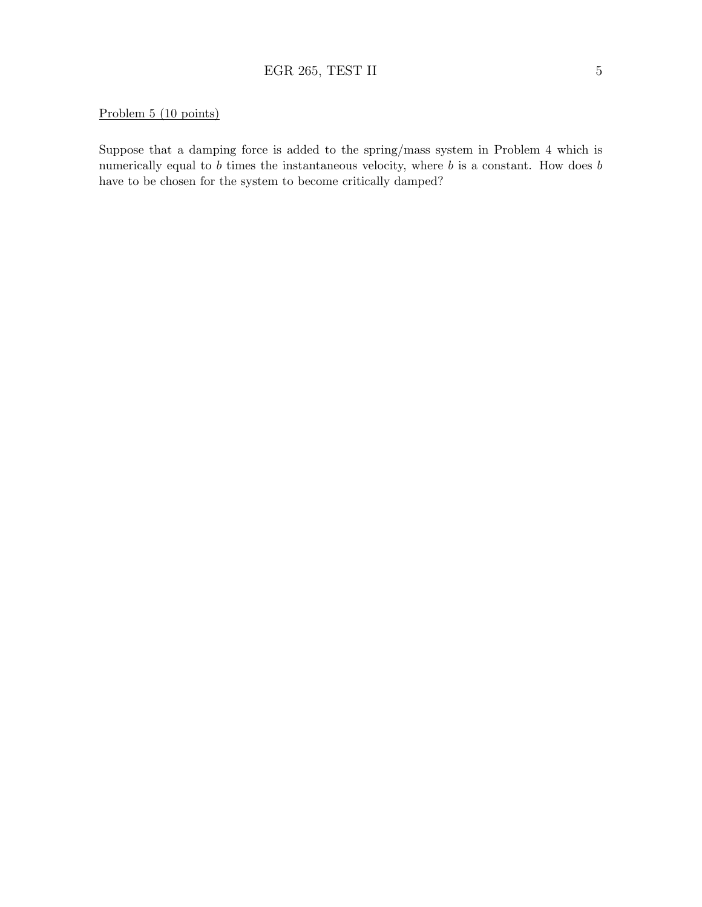Problem 5 (10 points)

Suppose that a damping force is added to the spring/mass system in Problem 4 which is numerically equal to $b$ times the instantaneous velocity, where $b$ is a constant. How does $b$ have to be chosen for the system to become critically damped?